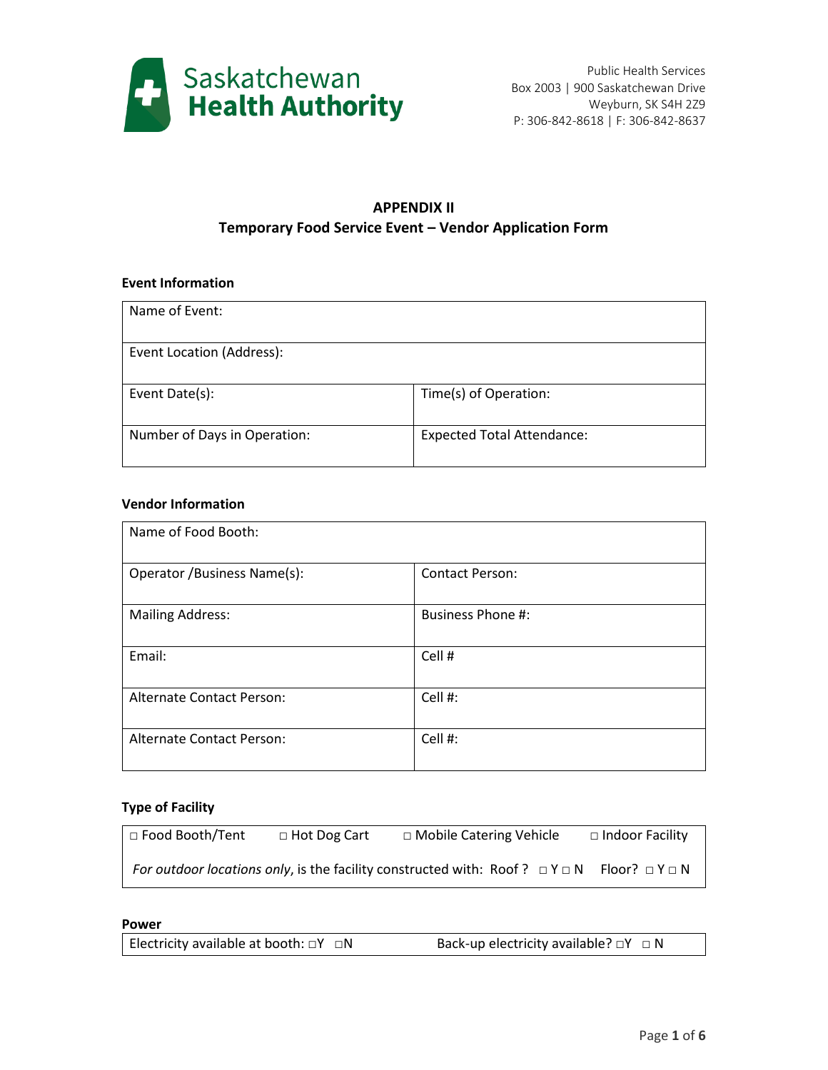Saskatchewan Health Authority

Public Health Services
Box 2003 | 900 Saskatchewan Drive
Weyburn, SK S4H 2Z9
P: 306-842-8618 | F: 306-842-8637

# APPENDIX II
## Temporary Food Service Event – Vendor Application Form

### Event Information

| Name of Event: | |
|---|---|
| Event Location (Address): | |
| Event Date(s): | Time(s) of Operation: |
| Number of Days in Operation: | Expected Total Attendance: |

### Vendor Information

| Name of Food Booth: | |
|---|---|
| Operator /Business Name(s): | Contact Person: |
| Mailing Address: | Business Phone #: |
| Email: | Cell # |
| Alternate Contact Person: | Cell #: |
| Alternate Contact Person: | Cell #: |

### Type of Facility

| □ Food Booth/Tent | □ Hot Dog Cart | □ Mobile Catering Vehicle | □ Indoor Facility |
|---|---|---|---|

*For outdoor locations only*, is the facility constructed with: Roof ? □ Y □ N Floor? □ Y □ N

### Power

| Electricity available at booth: □Y □N | Back-up electricity available? □Y □ N |
|---|---|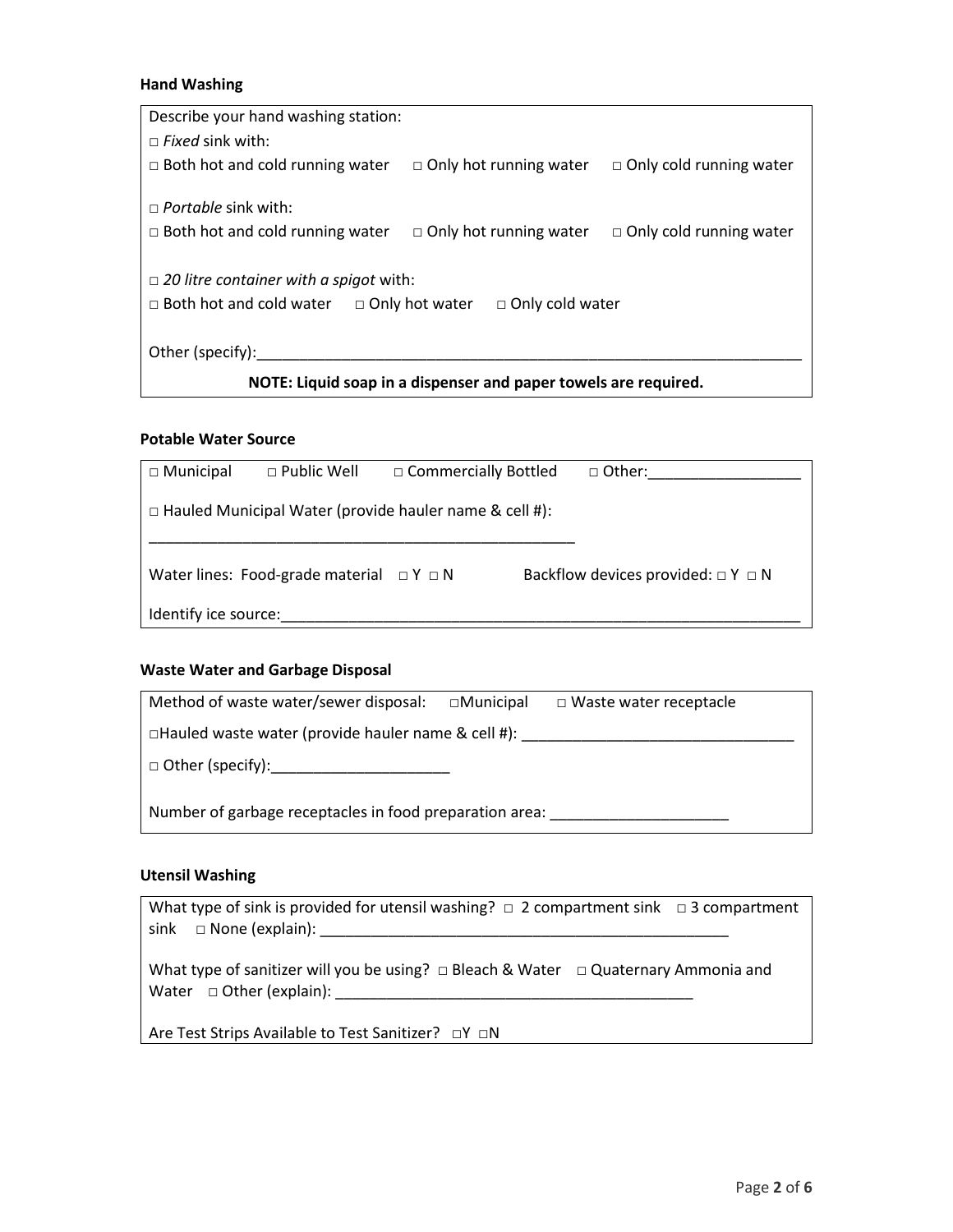**Hand Washing**

Describe your hand washing station:

□ *Fixed* sink with:

□ Both hot and cold running water □ Only hot running water □ Only cold running water

□ *Portable* sink with:

□ Both hot and cold running water □ Only hot running water □ Only cold running water

□ *20 litre container with a spigot* with:

□ Both hot and cold water □ Only hot water □ Only cold water

Other (specify):___________________________________________________________________

**NOTE: Liquid soap in a dispenser and paper towels are required.**

**Potable Water Source**

□ Municipal □ Public Well □ Commercially Bottled □ Other:__________________

□ Hauled Municipal Water (provide hauler name & cell #):

____________________________________________________

Water lines: Food-grade material □ Y □ N Backflow devices provided: □ Y □ N

Identify ice source:_________________________________________________________________

**Waste Water and Garbage Disposal**

Method of waste water/sewer disposal: □Municipal □ Waste water receptacle

□Hauled waste water (provide hauler name & cell #): ________________________________

□ Other (specify):______________________

Number of garbage receptacles in food preparation area: ______________________

**Utensil Washing**

What type of sink is provided for utensil washing? □ 2 compartment sink □ 3 compartment sink □ None (explain): ___________________________________________________

What type of sanitizer will you be using? □ Bleach & Water □ Quaternary Ammonia and Water □ Other (explain): ____________________________________________

Are Test Strips Available to Test Sanitizer? □Y □N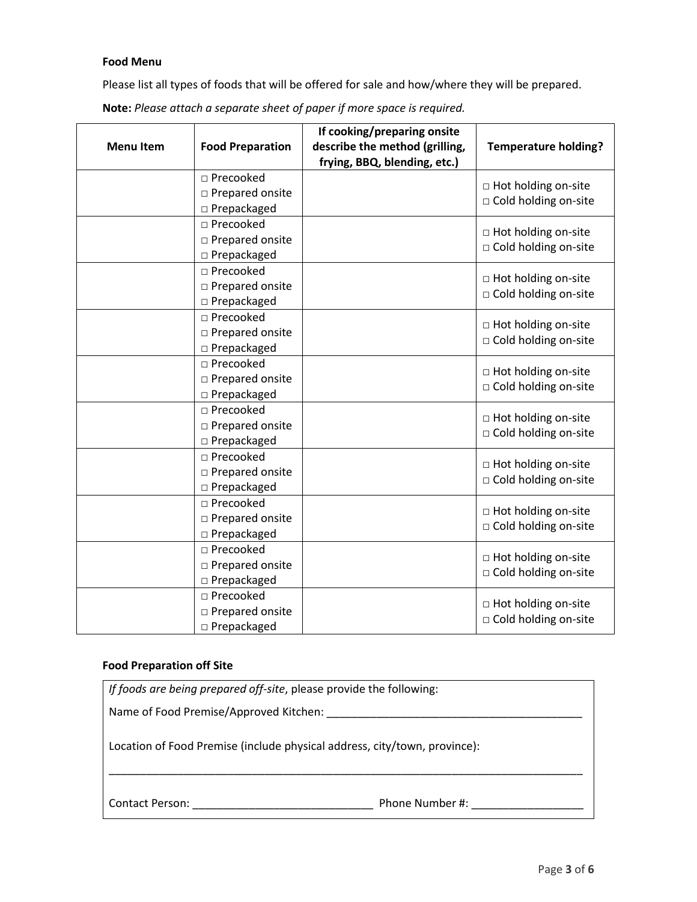### Food Menu

Please list all types of foods that will be offered for sale and how/where they will be prepared.

**Note:** *Please attach a separate sheet of paper if more space is required.*

| Menu Item | Food Preparation | If cooking/preparing onsite describe the method (grilling, frying, BBQ, blending, etc.) | Temperature holding? |
|---|---|---|---|
| | □ Precooked<br>□ Prepared onsite<br>□ Prepackaged | | □ Hot holding on-site<br>□ Cold holding on-site |
| | □ Precooked<br>□ Prepared onsite<br>□ Prepackaged | | □ Hot holding on-site<br>□ Cold holding on-site |
| | □ Precooked<br>□ Prepared onsite<br>□ Prepackaged | | □ Hot holding on-site<br>□ Cold holding on-site |
| | □ Precooked<br>□ Prepared onsite<br>□ Prepackaged | | □ Hot holding on-site<br>□ Cold holding on-site |
| | □ Precooked<br>□ Prepared onsite<br>□ Prepackaged | | □ Hot holding on-site<br>□ Cold holding on-site |
| | □ Precooked<br>□ Prepared onsite<br>□ Prepackaged | | □ Hot holding on-site<br>□ Cold holding on-site |
| | □ Precooked<br>□ Prepared onsite<br>□ Prepackaged | | □ Hot holding on-site<br>□ Cold holding on-site |
| | □ Precooked<br>□ Prepared onsite<br>□ Prepackaged | | □ Hot holding on-site<br>□ Cold holding on-site |
| | □ Precooked<br>□ Prepared onsite<br>□ Prepackaged | | □ Hot holding on-site<br>□ Cold holding on-site |
| | □ Precooked<br>□ Prepared onsite<br>□ Prepackaged | | □ Hot holding on-site<br>□ Cold holding on-site |

### Food Preparation off Site

*If foods are being prepared off-site*, please provide the following:

Name of Food Premise/Approved Kitchen: ___________________________________________

Location of Food Premise (include physical address, city/town, province):

_________________________________________________________________________________

Contact Person: ______________________________ Phone Number #: __________________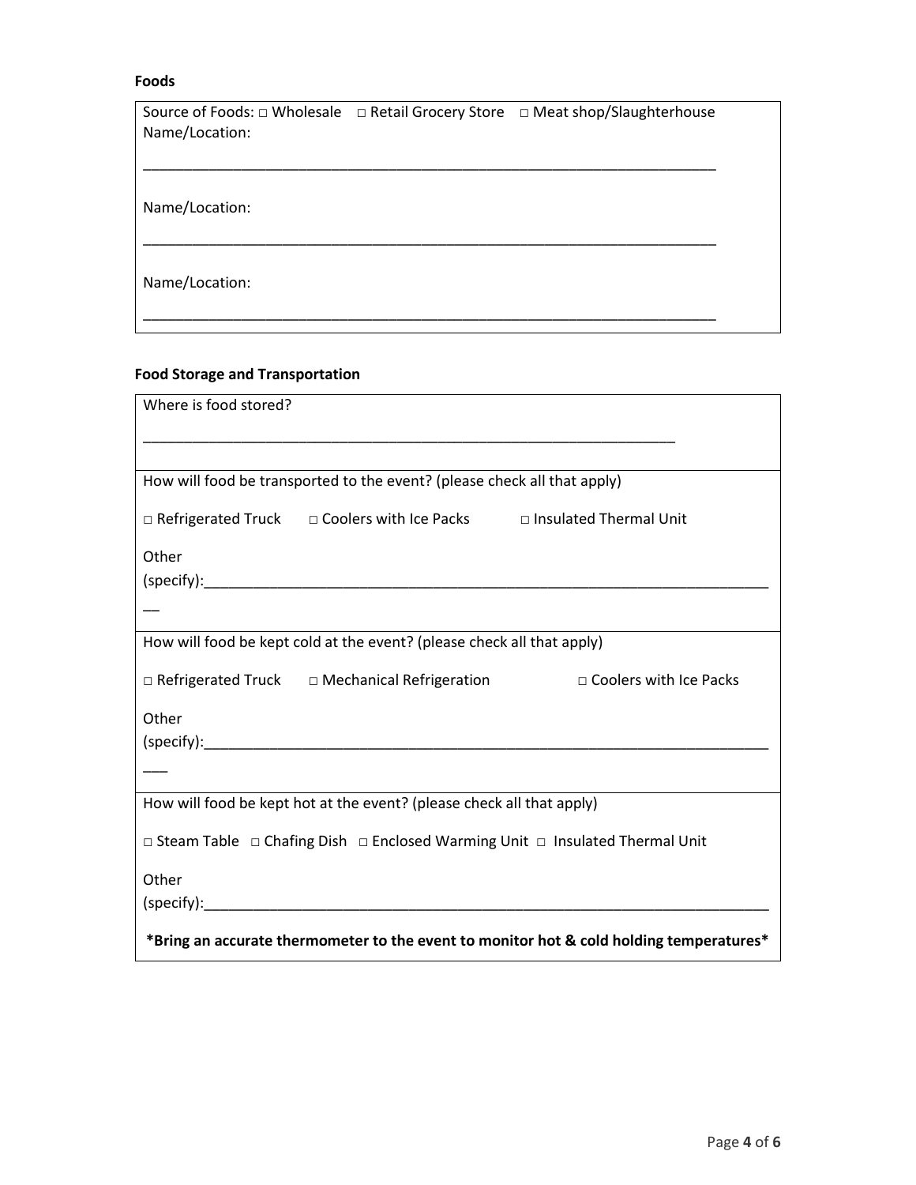**Foods**

Source of Foods: □ Wholesale □ Retail Grocery Store □ Meat shop/Slaughterhouse

Name/Location:

___________________________________________________________________________

Name/Location:

___________________________________________________________________________

Name/Location:

___________________________________________________________________________

**Food Storage and Transportation**

Where is food stored?

______________________________________________________________________

How will food be transported to the event? (please check all that apply)

□ Refrigerated Truck □ Coolers with Ice Packs □ Insulated Thermal Unit

Other (specify):___________________________________________________________________________

How will food be kept cold at the event? (please check all that apply)

□ Refrigerated Truck □ Mechanical Refrigeration □ Coolers with Ice Packs

Other (specify):___________________________________________________________________________

How will food be kept hot at the event? (please check all that apply)

□ Steam Table □ Chafing Dish □ Enclosed Warming Unit □ Insulated Thermal Unit

Other (specify):___________________________________________________________________________

**\*Bring an accurate thermometer to the event to monitor hot & cold holding temperatures\***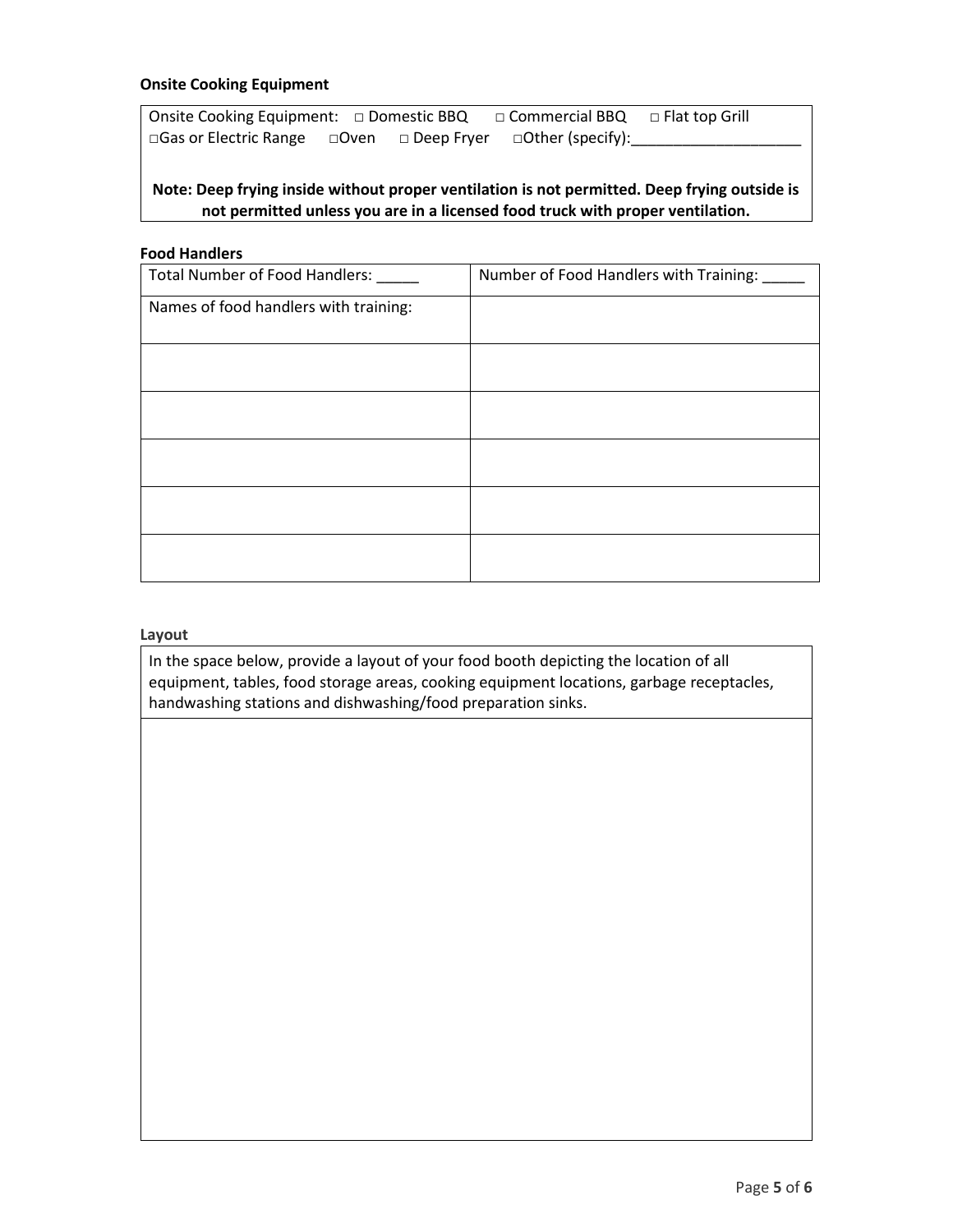**Onsite Cooking Equipment**

| Onsite Cooking Equipment: □ Domestic BBQ □ Commercial BBQ □ Flat top Grill □Gas or Electric Range □Oven □ Deep Fryer □Other (specify):____________________ **Note: Deep frying inside without proper ventilation is not permitted. Deep frying outside is not permitted unless you are in a licensed food truck with proper ventilation.** |
|---|

**Food Handlers**

| Total Number of Food Handlers: _____ | Number of Food Handlers with Training: _____ |
|---|---|
| Names of food handlers with training: | |
| | |
| | |
| | |
| | |
| | |

**Layout**

| In the space below, provide a layout of your food booth depicting the location of all equipment, tables, food storage areas, cooking equipment locations, garbage receptacles, handwashing stations and dishwashing/food preparation sinks. |
|---|
| |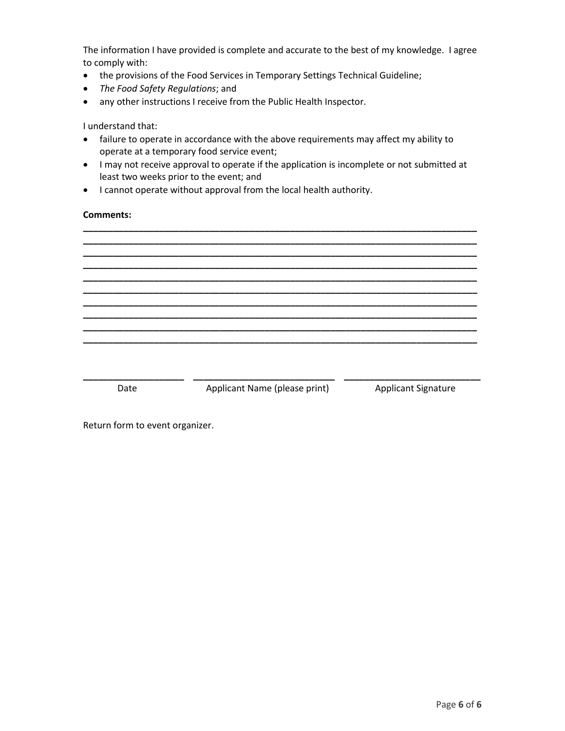The information I have provided is complete and accurate to the best of my knowledge. I agree to comply with:

- the provisions of the Food Services in Temporary Settings Technical Guideline;
- *The Food Safety Regulations*; and
- any other instructions I receive from the Public Health Inspector.

I understand that:

- failure to operate in accordance with the above requirements may affect my ability to operate at a temporary food service event;
- I may not receive approval to operate if the application is incomplete or not submitted at least two weeks prior to the event; and
- I cannot operate without approval from the local health authority.

**Comments:**

______________________________________________________________________________
______________________________________________________________________________
______________________________________________________________________________
______________________________________________________________________________
______________________________________________________________________________
______________________________________________________________________________
______________________________________________________________________________
______________________________________________________________________________
______________________________________________________________________________
______________________________________________________________________________

| | | |
|---|---|---|
| ____________________ | ____________________________ | __________________________ |
| Date | Applicant Name (please print) | Applicant Signature |

Return form to event organizer.